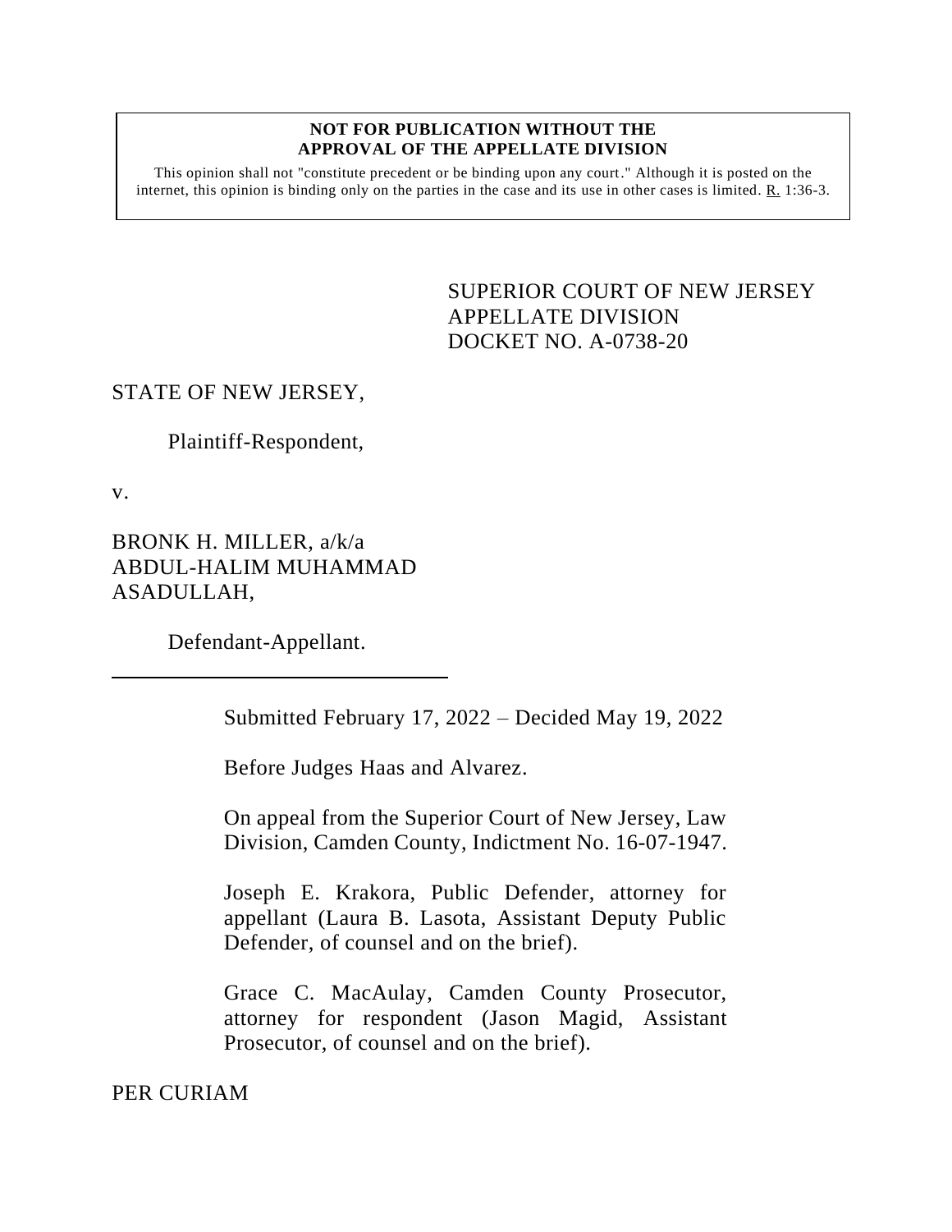**NOT FOR PUBLICATION WITHOUT THE APPROVAL OF THE APPELLATE DIVISION**

This opinion shall not "constitute precedent or be binding upon any court." Although it is posted on the internet, this opinion is binding only on the parties in the case and its use in other cases is limited. R. 1:36-3.

SUPERIOR COURT OF NEW JERSEY
APPELLATE DIVISION
DOCKET NO. A-0738-20

STATE OF NEW JERSEY,

Plaintiff-Respondent,

v.

BRONK H. MILLER, a/k/a ABDUL-HALIM MUHAMMAD ASADULLAH,

Defendant-Appellant.

---

Submitted February 17, 2022 – Decided May 19, 2022

Before Judges Haas and Alvarez.

On appeal from the Superior Court of New Jersey, Law Division, Camden County, Indictment No. 16-07-1947.

Joseph E. Krakora, Public Defender, attorney for appellant (Laura B. Lasota, Assistant Deputy Public Defender, of counsel and on the brief).

Grace C. MacAulay, Camden County Prosecutor, attorney for respondent (Jason Magid, Assistant Prosecutor, of counsel and on the brief).

PER CURIAM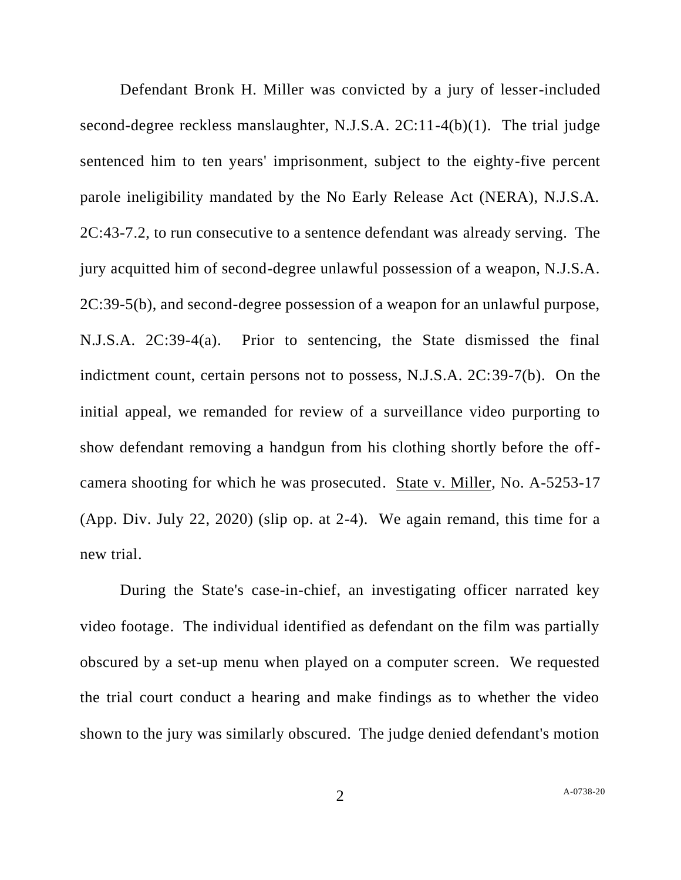Defendant Bronk H. Miller was convicted by a jury of lesser-included second-degree reckless manslaughter, N.J.S.A. 2C:11-4(b)(1). The trial judge sentenced him to ten years' imprisonment, subject to the eighty-five percent parole ineligibility mandated by the No Early Release Act (NERA), N.J.S.A. 2C:43-7.2, to run consecutive to a sentence defendant was already serving. The jury acquitted him of second-degree unlawful possession of a weapon, N.J.S.A. 2C:39-5(b), and second-degree possession of a weapon for an unlawful purpose, N.J.S.A. 2C:39-4(a). Prior to sentencing, the State dismissed the final indictment count, certain persons not to possess, N.J.S.A. 2C:39-7(b). On the initial appeal, we remanded for review of a surveillance video purporting to show defendant removing a handgun from his clothing shortly before the off-camera shooting for which he was prosecuted. State v. Miller, No. A-5253-17 (App. Div. July 22, 2020) (slip op. at 2-4). We again remand, this time for a new trial.

During the State's case-in-chief, an investigating officer narrated key video footage. The individual identified as defendant on the film was partially obscured by a set-up menu when played on a computer screen. We requested the trial court conduct a hearing and make findings as to whether the video shown to the jury was similarly obscured. The judge denied defendant's motion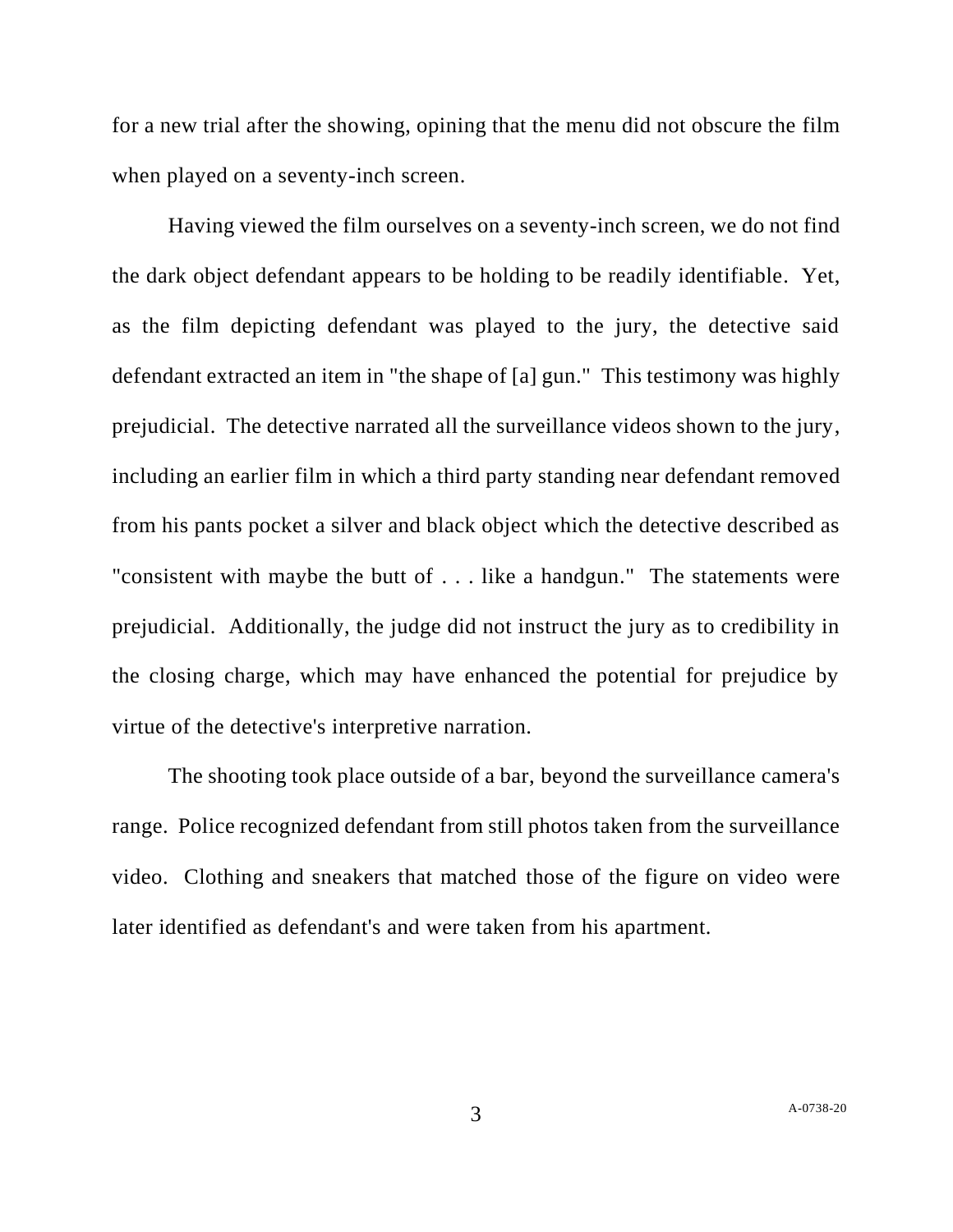for a new trial after the showing, opining that the menu did not obscure the film when played on a seventy-inch screen.

Having viewed the film ourselves on a seventy-inch screen, we do not find the dark object defendant appears to be holding to be readily identifiable. Yet, as the film depicting defendant was played to the jury, the detective said defendant extracted an item in "the shape of [a] gun." This testimony was highly prejudicial. The detective narrated all the surveillance videos shown to the jury, including an earlier film in which a third party standing near defendant removed from his pants pocket a silver and black object which the detective described as "consistent with maybe the butt of . . . like a handgun." The statements were prejudicial. Additionally, the judge did not instruct the jury as to credibility in the closing charge, which may have enhanced the potential for prejudice by virtue of the detective's interpretive narration.

The shooting took place outside of a bar, beyond the surveillance camera's range. Police recognized defendant from still photos taken from the surveillance video. Clothing and sneakers that matched those of the figure on video were later identified as defendant's and were taken from his apartment.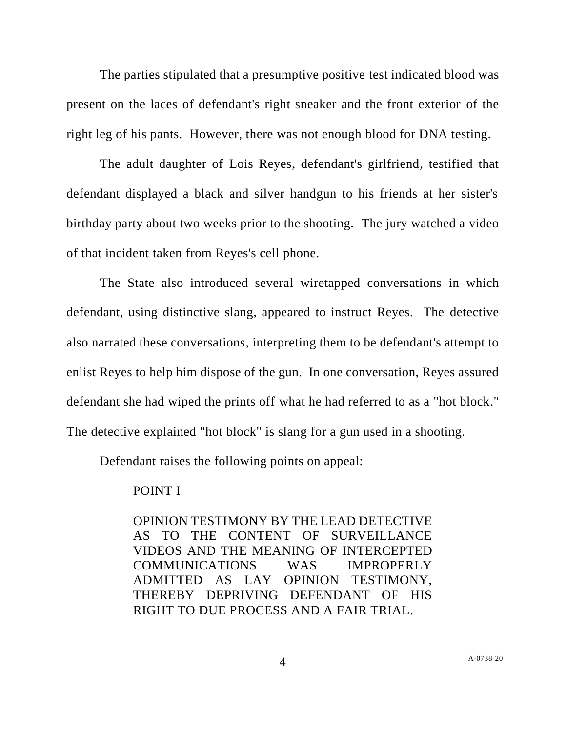The parties stipulated that a presumptive positive test indicated blood was present on the laces of defendant's right sneaker and the front exterior of the right leg of his pants. However, there was not enough blood for DNA testing.

The adult daughter of Lois Reyes, defendant's girlfriend, testified that defendant displayed a black and silver handgun to his friends at her sister's birthday party about two weeks prior to the shooting. The jury watched a video of that incident taken from Reyes's cell phone.

The State also introduced several wiretapped conversations in which defendant, using distinctive slang, appeared to instruct Reyes. The detective also narrated these conversations, interpreting them to be defendant's attempt to enlist Reyes to help him dispose of the gun. In one conversation, Reyes assured defendant she had wiped the prints off what he had referred to as a "hot block." The detective explained "hot block" is slang for a gun used in a shooting.

Defendant raises the following points on appeal:

> POINT I
>
> OPINION TESTIMONY BY THE LEAD DETECTIVE AS TO THE CONTENT OF SURVEILLANCE VIDEOS AND THE MEANING OF INTERCEPTED COMMUNICATIONS WAS IMPROPERLY ADMITTED AS LAY OPINION TESTIMONY, THEREBY DEPRIVING DEFENDANT OF HIS RIGHT TO DUE PROCESS AND A FAIR TRIAL.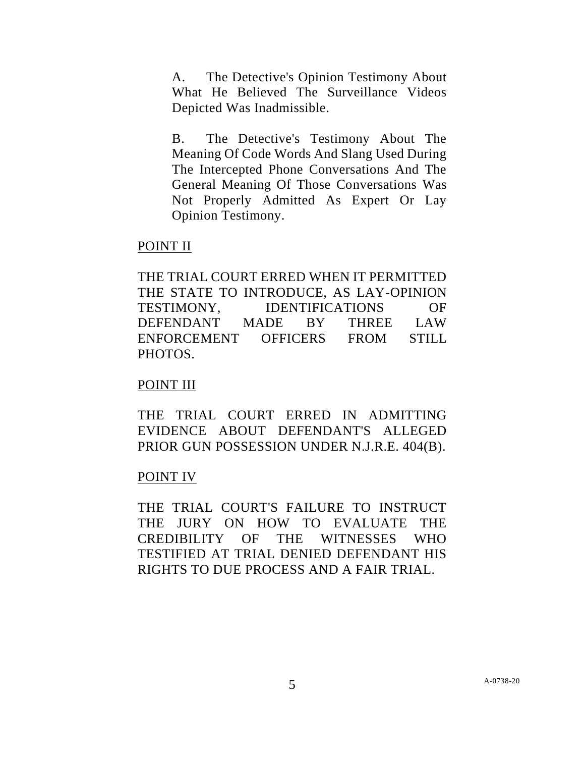A. The Detective's Opinion Testimony About What He Believed The Surveillance Videos Depicted Was Inadmissible.

B. The Detective's Testimony About The Meaning Of Code Words And Slang Used During The Intercepted Phone Conversations And The General Meaning Of Those Conversations Was Not Properly Admitted As Expert Or Lay Opinion Testimony.

POINT II

THE TRIAL COURT ERRED WHEN IT PERMITTED THE STATE TO INTRODUCE, AS LAY-OPINION TESTIMONY, IDENTIFICATIONS OF DEFENDANT MADE BY THREE LAW ENFORCEMENT OFFICERS FROM STILL PHOTOS.

POINT III

THE TRIAL COURT ERRED IN ADMITTING EVIDENCE ABOUT DEFENDANT'S ALLEGED PRIOR GUN POSSESSION UNDER N.J.R.E. 404(B).

POINT IV

THE TRIAL COURT'S FAILURE TO INSTRUCT THE JURY ON HOW TO EVALUATE THE CREDIBILITY OF THE WITNESSES WHO TESTIFIED AT TRIAL DENIED DEFENDANT HIS RIGHTS TO DUE PROCESS AND A FAIR TRIAL.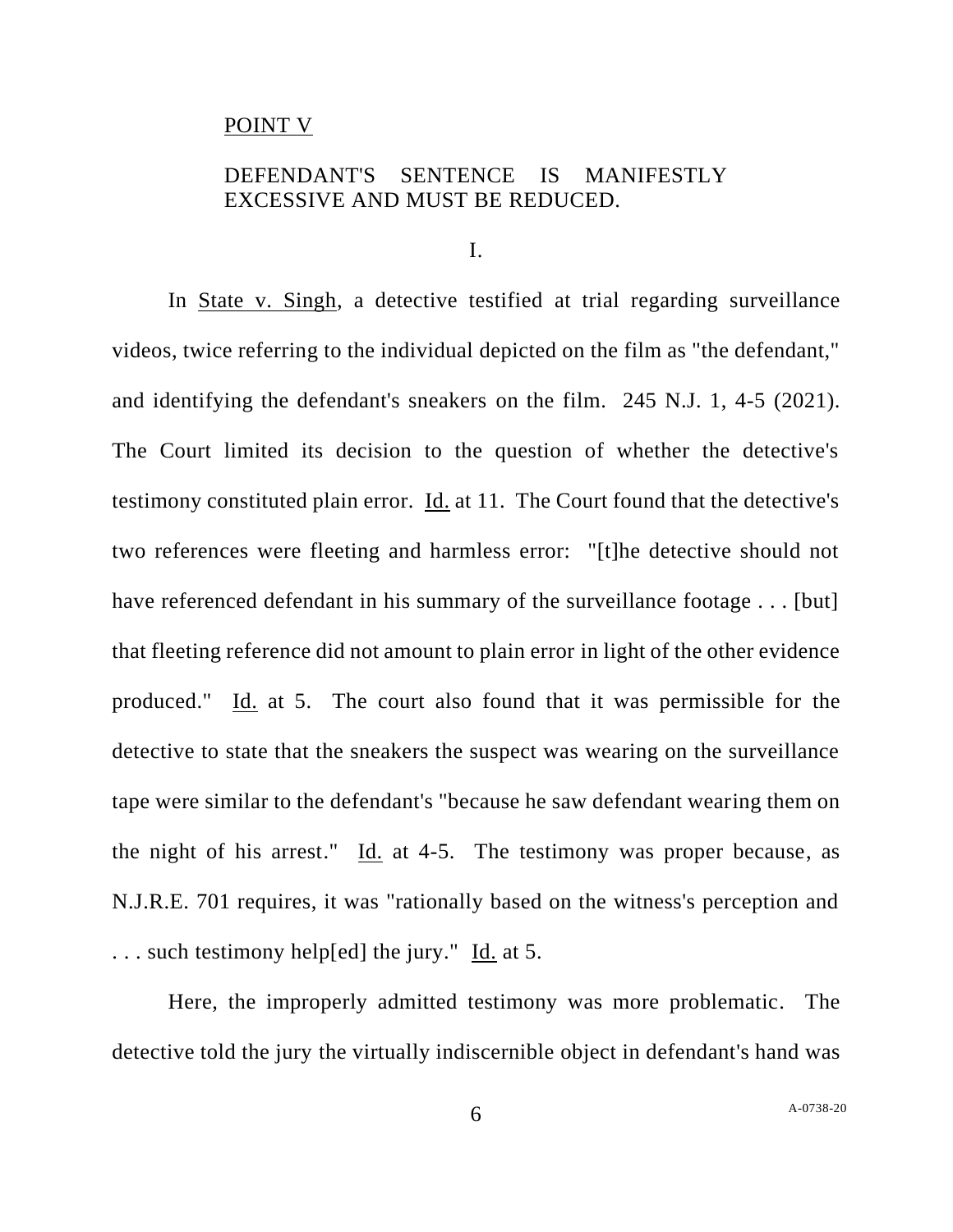POINT V

DEFENDANT'S SENTENCE IS MANIFESTLY EXCESSIVE AND MUST BE REDUCED.

I.

In State v. Singh, a detective testified at trial regarding surveillance videos, twice referring to the individual depicted on the film as "the defendant," and identifying the defendant's sneakers on the film. 245 N.J. 1, 4-5 (2021). The Court limited its decision to the question of whether the detective's testimony constituted plain error. Id. at 11. The Court found that the detective's two references were fleeting and harmless error: "[t]he detective should not have referenced defendant in his summary of the surveillance footage . . . [but] that fleeting reference did not amount to plain error in light of the other evidence produced." Id. at 5. The court also found that it was permissible for the detective to state that the sneakers the suspect was wearing on the surveillance tape were similar to the defendant's "because he saw defendant wearing them on the night of his arrest." Id. at 4-5. The testimony was proper because, as N.J.R.E. 701 requires, it was "rationally based on the witness's perception and . . . such testimony help[ed] the jury." Id. at 5.

Here, the improperly admitted testimony was more problematic. The detective told the jury the virtually indiscernible object in defendant's hand was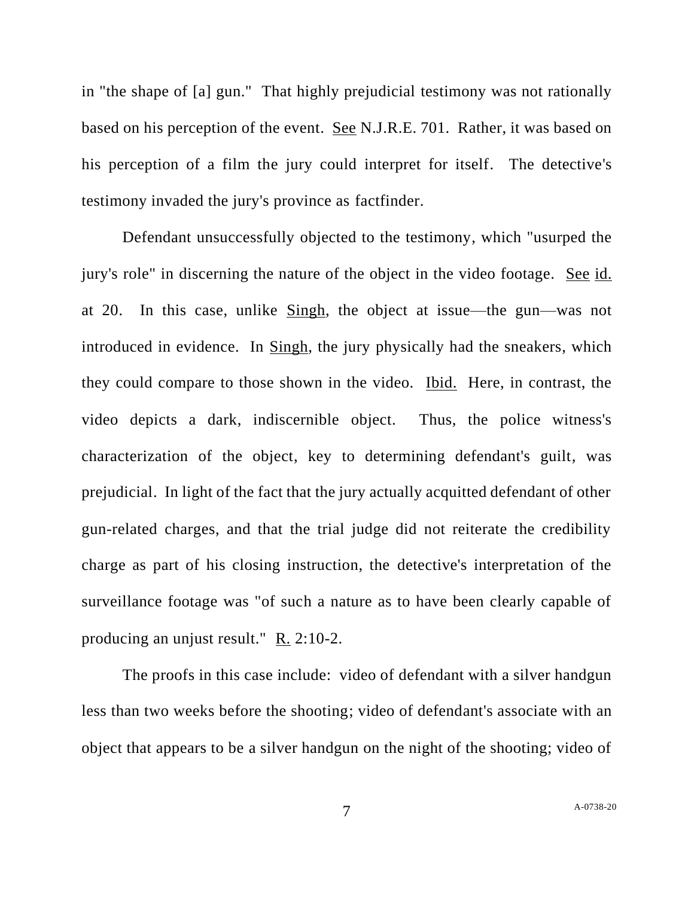in "the shape of [a] gun." That highly prejudicial testimony was not rationally based on his perception of the event. See N.J.R.E. 701. Rather, it was based on his perception of a film the jury could interpret for itself. The detective's testimony invaded the jury's province as factfinder.

Defendant unsuccessfully objected to the testimony, which "usurped the jury's role" in discerning the nature of the object in the video footage. See id. at 20. In this case, unlike Singh, the object at issue—the gun—was not introduced in evidence. In Singh, the jury physically had the sneakers, which they could compare to those shown in the video. Ibid. Here, in contrast, the video depicts a dark, indiscernible object. Thus, the police witness's characterization of the object, key to determining defendant's guilt, was prejudicial. In light of the fact that the jury actually acquitted defendant of other gun-related charges, and that the trial judge did not reiterate the credibility charge as part of his closing instruction, the detective's interpretation of the surveillance footage was "of such a nature as to have been clearly capable of producing an unjust result." R. 2:10-2.

The proofs in this case include: video of defendant with a silver handgun less than two weeks before the shooting; video of defendant's associate with an object that appears to be a silver handgun on the night of the shooting; video of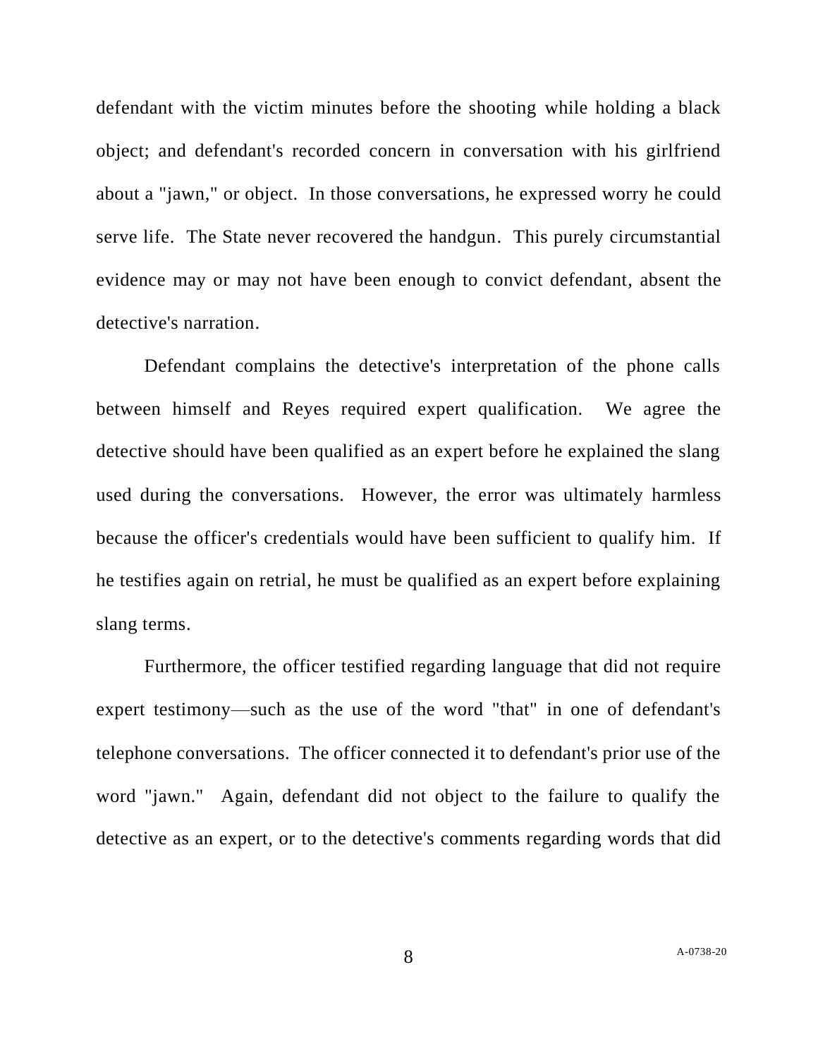defendant with the victim minutes before the shooting while holding a black object; and defendant's recorded concern in conversation with his girlfriend about a "jawn," or object. In those conversations, he expressed worry he could serve life. The State never recovered the handgun. This purely circumstantial evidence may or may not have been enough to convict defendant, absent the detective's narration.

Defendant complains the detective's interpretation of the phone calls between himself and Reyes required expert qualification. We agree the detective should have been qualified as an expert before he explained the slang used during the conversations. However, the error was ultimately harmless because the officer's credentials would have been sufficient to qualify him. If he testifies again on retrial, he must be qualified as an expert before explaining slang terms.

Furthermore, the officer testified regarding language that did not require expert testimony—such as the use of the word "that" in one of defendant's telephone conversations. The officer connected it to defendant's prior use of the word "jawn." Again, defendant did not object to the failure to qualify the detective as an expert, or to the detective's comments regarding words that did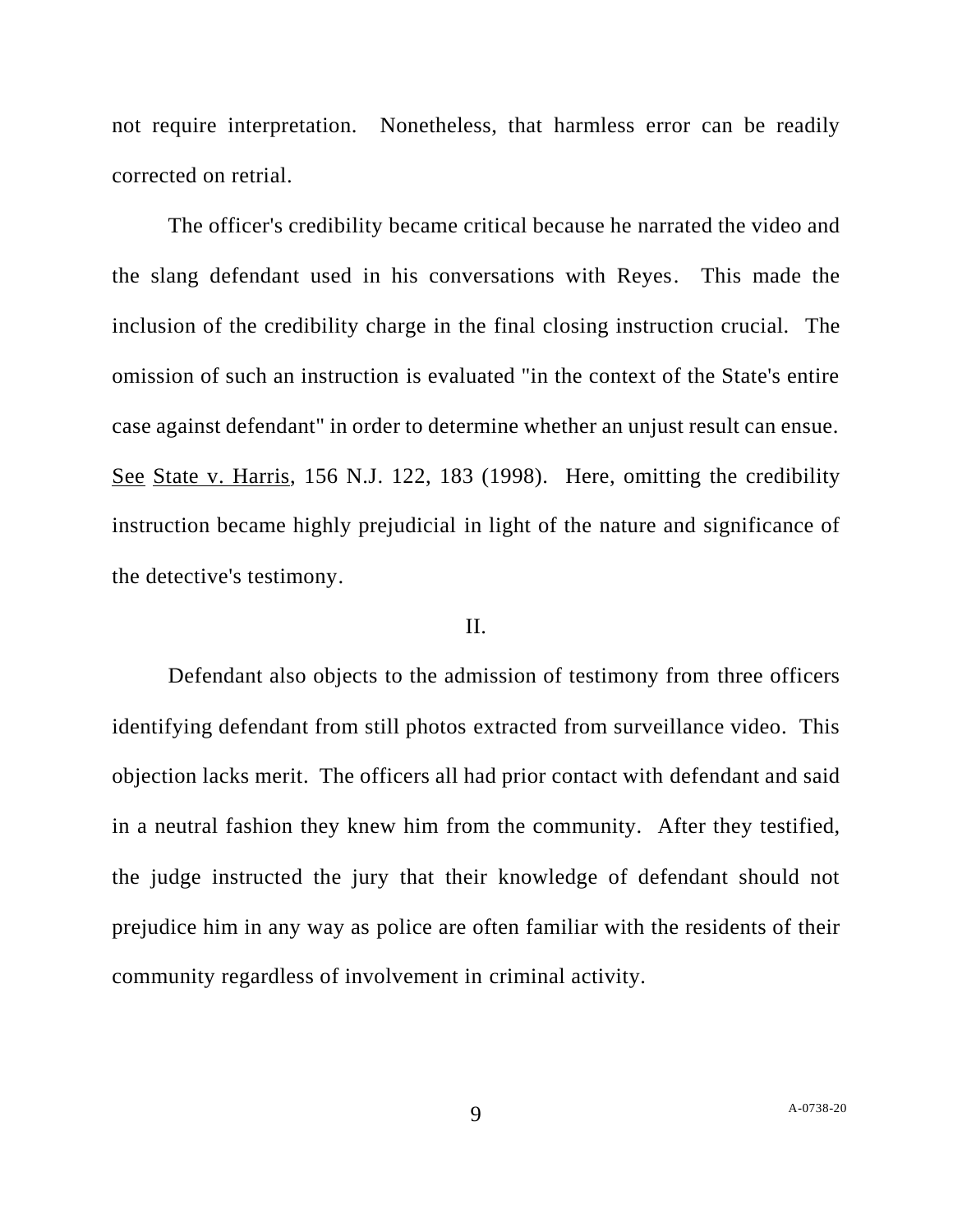not require interpretation. Nonetheless, that harmless error can be readily corrected on retrial.

The officer's credibility became critical because he narrated the video and the slang defendant used in his conversations with Reyes. This made the inclusion of the credibility charge in the final closing instruction crucial. The omission of such an instruction is evaluated "in the context of the State's entire case against defendant" in order to determine whether an unjust result can ensue. See State v. Harris, 156 N.J. 122, 183 (1998). Here, omitting the credibility instruction became highly prejudicial in light of the nature and significance of the detective's testimony.

## II.

Defendant also objects to the admission of testimony from three officers identifying defendant from still photos extracted from surveillance video. This objection lacks merit. The officers all had prior contact with defendant and said in a neutral fashion they knew him from the community. After they testified, the judge instructed the jury that their knowledge of defendant should not prejudice him in any way as police are often familiar with the residents of their community regardless of involvement in criminal activity.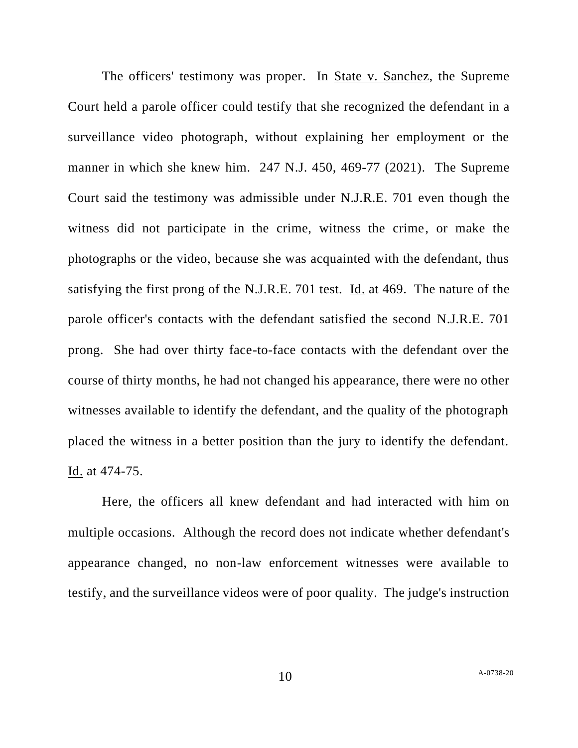The officers' testimony was proper. In State v. Sanchez, the Supreme Court held a parole officer could testify that she recognized the defendant in a surveillance video photograph, without explaining her employment or the manner in which she knew him. 247 N.J. 450, 469-77 (2021). The Supreme Court said the testimony was admissible under N.J.R.E. 701 even though the witness did not participate in the crime, witness the crime, or make the photographs or the video, because she was acquainted with the defendant, thus satisfying the first prong of the N.J.R.E. 701 test. Id. at 469. The nature of the parole officer's contacts with the defendant satisfied the second N.J.R.E. 701 prong. She had over thirty face-to-face contacts with the defendant over the course of thirty months, he had not changed his appearance, there were no other witnesses available to identify the defendant, and the quality of the photograph placed the witness in a better position than the jury to identify the defendant. Id. at 474-75.

Here, the officers all knew defendant and had interacted with him on multiple occasions. Although the record does not indicate whether defendant's appearance changed, no non-law enforcement witnesses were available to testify, and the surveillance videos were of poor quality. The judge's instruction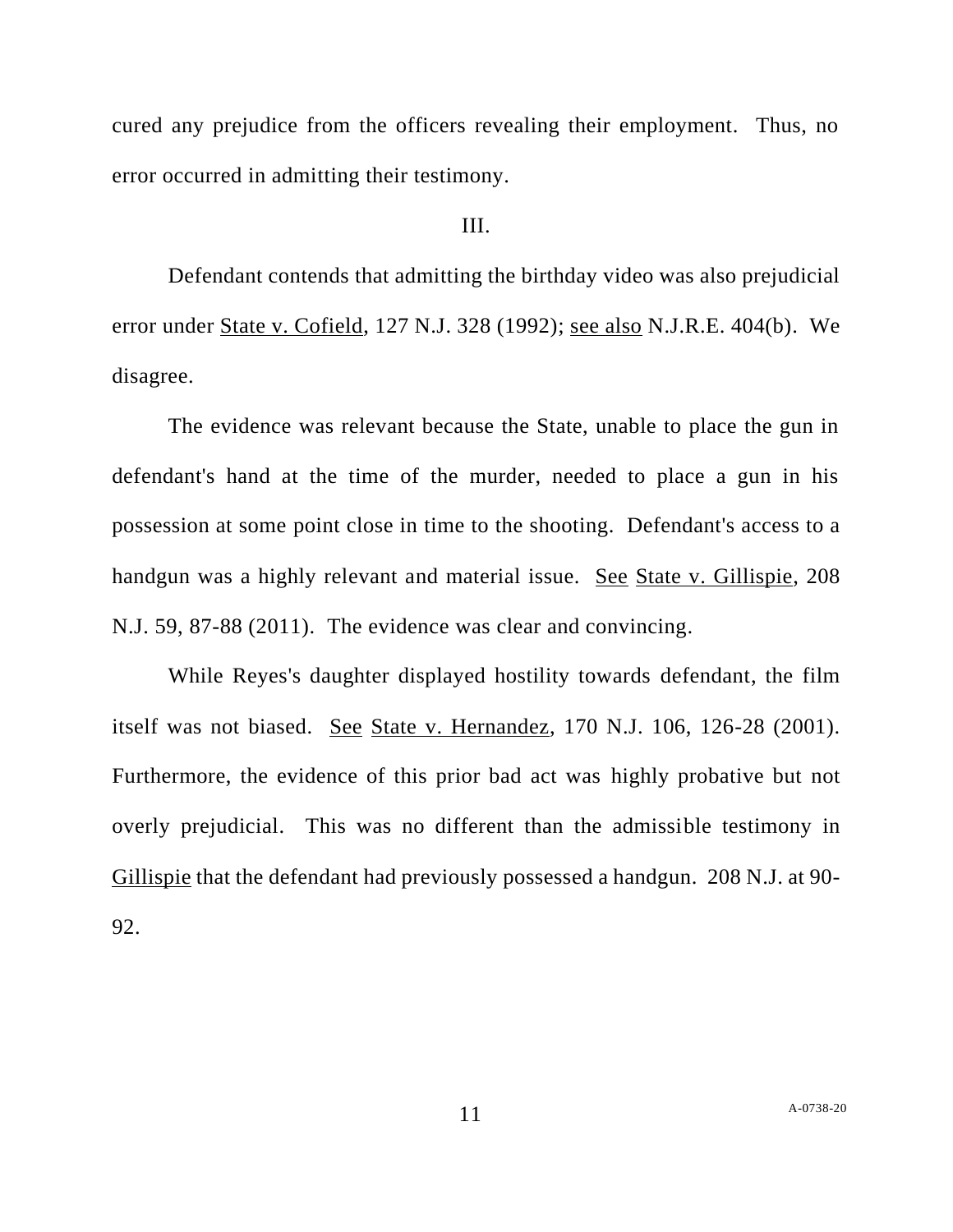cured any prejudice from the officers revealing their employment. Thus, no error occurred in admitting their testimony.

III.

Defendant contends that admitting the birthday video was also prejudicial error under State v. Cofield, 127 N.J. 328 (1992); see also N.J.R.E. 404(b). We disagree.

The evidence was relevant because the State, unable to place the gun in defendant's hand at the time of the murder, needed to place a gun in his possession at some point close in time to the shooting. Defendant's access to a handgun was a highly relevant and material issue. See State v. Gillispie, 208 N.J. 59, 87-88 (2011). The evidence was clear and convincing.

While Reyes's daughter displayed hostility towards defendant, the film itself was not biased. See State v. Hernandez, 170 N.J. 106, 126-28 (2001). Furthermore, the evidence of this prior bad act was highly probative but not overly prejudicial. This was no different than the admissible testimony in Gillispie that the defendant had previously possessed a handgun. 208 N.J. at 90-92.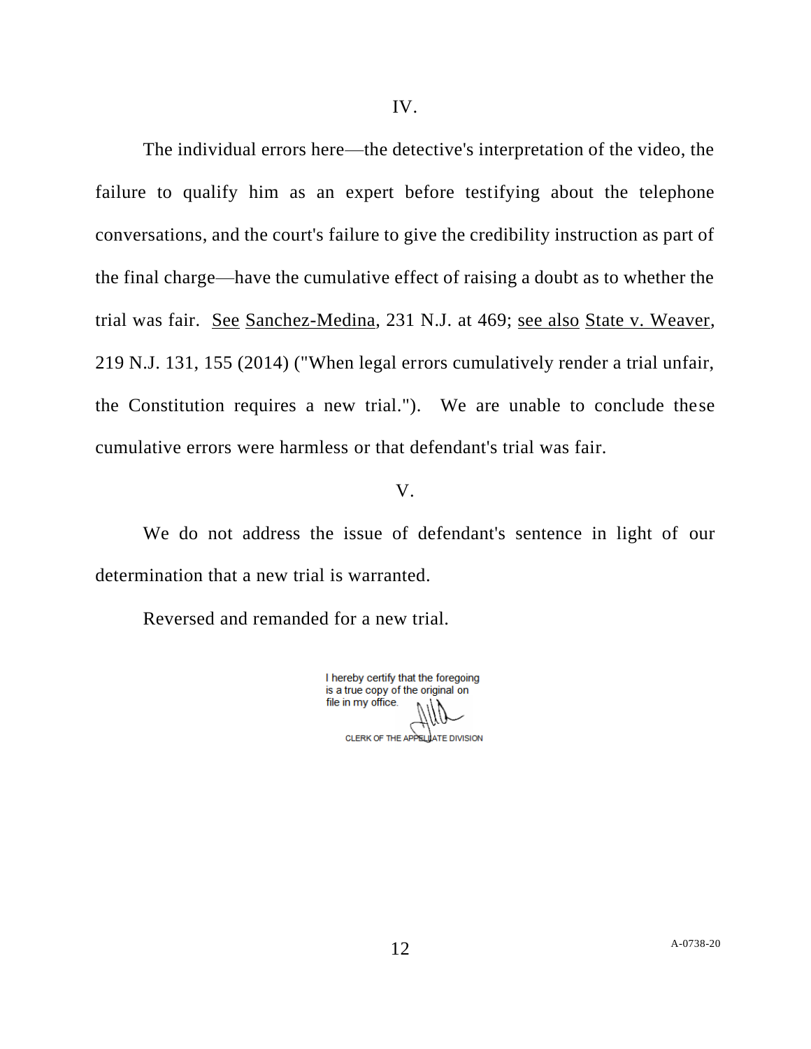IV.

The individual errors here—the detective's interpretation of the video, the failure to qualify him as an expert before testifying about the telephone conversations, and the court's failure to give the credibility instruction as part of the final charge—have the cumulative effect of raising a doubt as to whether the trial was fair. See Sanchez-Medina, 231 N.J. at 469; see also State v. Weaver, 219 N.J. 131, 155 (2014) ("When legal errors cumulatively render a trial unfair, the Constitution requires a new trial."). We are unable to conclude these cumulative errors were harmless or that defendant's trial was fair.

V.

We do not address the issue of defendant's sentence in light of our determination that a new trial is warranted.

Reversed and remanded for a new trial.

I hereby certify that the foregoing is a true copy of the original on file in my office.

CLERK OF THE APPELLATE DIVISION